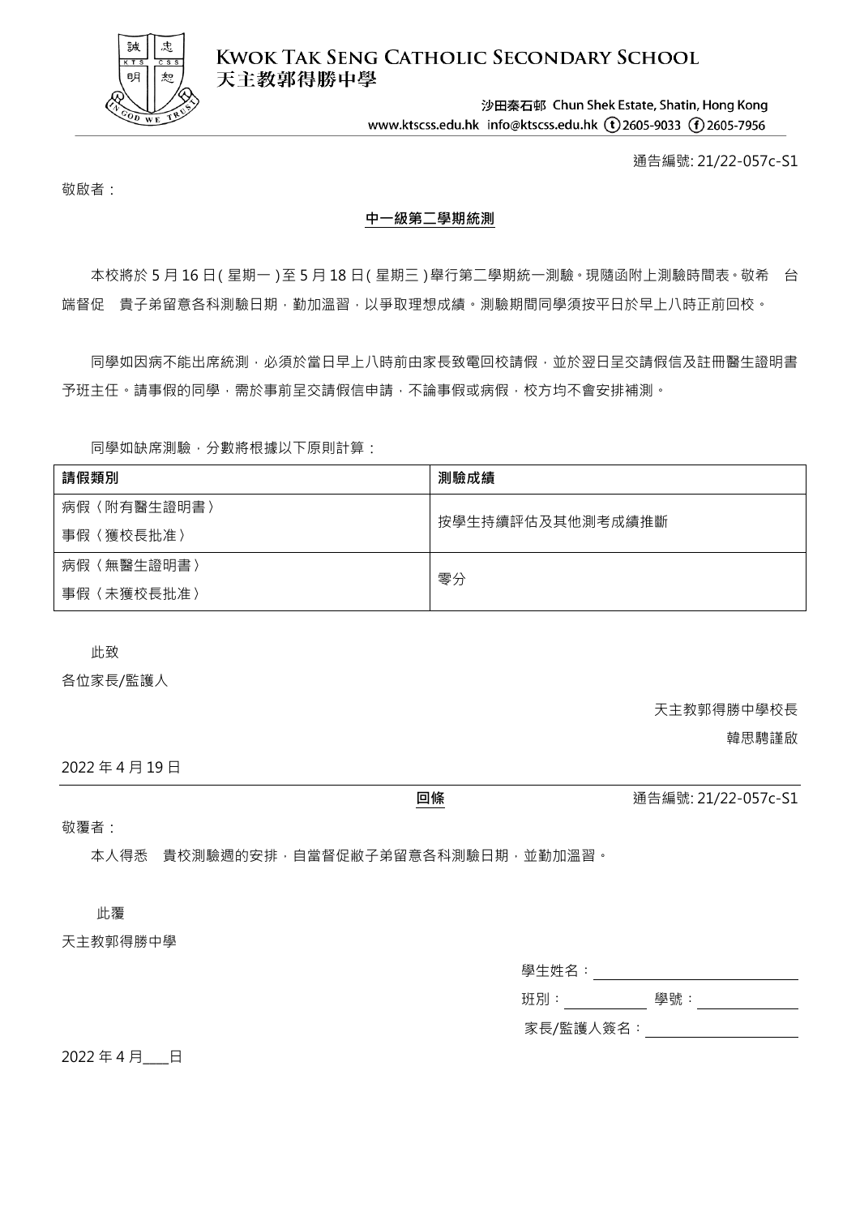**KWOK TAK SENG CATHOLIC SECONDARY SCHOOL**
**天主教郭得勝中學**

沙田秦石邨 Chun Shek Estate, Shatin, Hong Kong
www.ktscss.edu.hk info@ktscss.edu.hk ⓣ2605-9033 ⓕ2605-7956

通告編號: 21/22-057c-S1

敬啟者：

## 中一級第二學期統測

本校將於 5 月 16 日(星期一)至 5 月 18 日(星期三)舉行第二學期統一測驗。現隨函附上測驗時間表。敬希　台端督促　貴子弟留意各科測驗日期，勤加溫習，以爭取理想成績。測驗期間同學須按平日於早上八時正前回校。

同學如因病不能出席統測，必須於當日早上八時前由家長致電回校請假，並於翌日呈交請假信及註冊醫生證明書予班主任。請事假的同學，需於事前呈交請假信申請，不論事假或病假，校方均不會安排補測。

同學如缺席測驗，分數將根據以下原則計算：

| 請假類別 | 測驗成績 |
|---|---|
| 病假〈附有醫生證明書〉<br>事假〈獲校長批准〉 | 按學生持續評估及其他測考成績推斷 |
| 病假〈無醫生證明書〉<br>事假〈未獲校長批准〉 | 零分 |

此致

各位家長/監護人

天主教郭得勝中學校長

韓思騁謹啟

2022 年 4 月 19 日

---

**回條**　　通告編號: 21/22-057c-S1

敬覆者：

本人得悉　貴校測驗週的安排，自當督促敝子弟留意各科測驗日期，並勤加溫習。

此覆

天主教郭得勝中學

學生姓名：________________

班別：________ 學號：________

家長/監護人簽名：________________

2022 年 4 月___日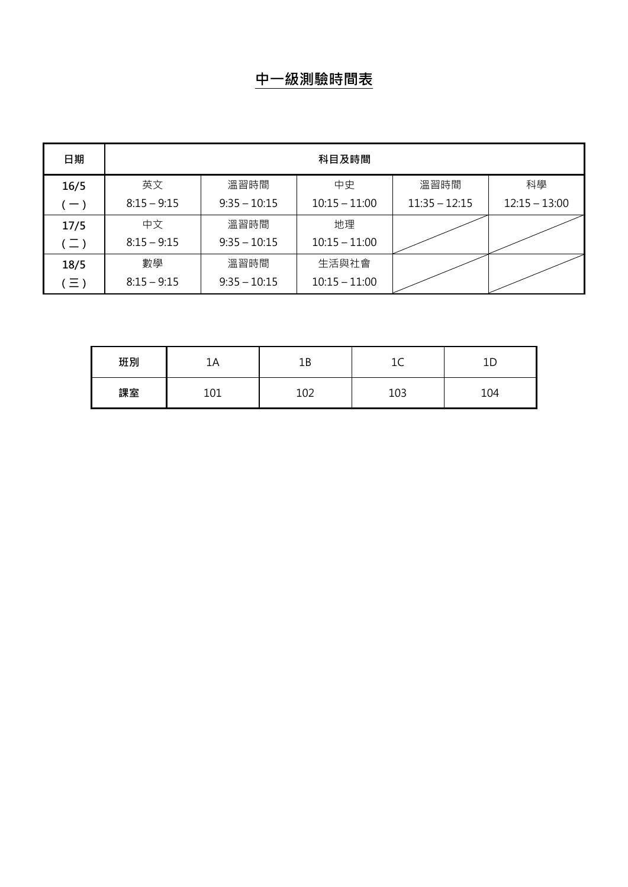# 中一級測驗時間表

| 日期 | 科目及時間 | | | | |
|---|---|---|---|---|---|
| 16/5 (一) | 英文 8:15 – 9:15 | 溫習時間 9:35 – 10:15 | 中史 10:15 – 11:00 | 溫習時間 11:35 – 12:15 | 科學 12:15 – 13:00 |
| 17/5 (二) | 中文 8:15 – 9:15 | 溫習時間 9:35 – 10:15 | 地理 10:15 – 11:00 | | |
| 18/5 (三) | 數學 8:15 – 9:15 | 溫習時間 9:35 – 10:15 | 生活與社會 10:15 – 11:00 | | |

| 班別 | 1A | 1B | 1C | 1D |
|---|---|---|---|---|
| 課室 | 101 | 102 | 103 | 104 |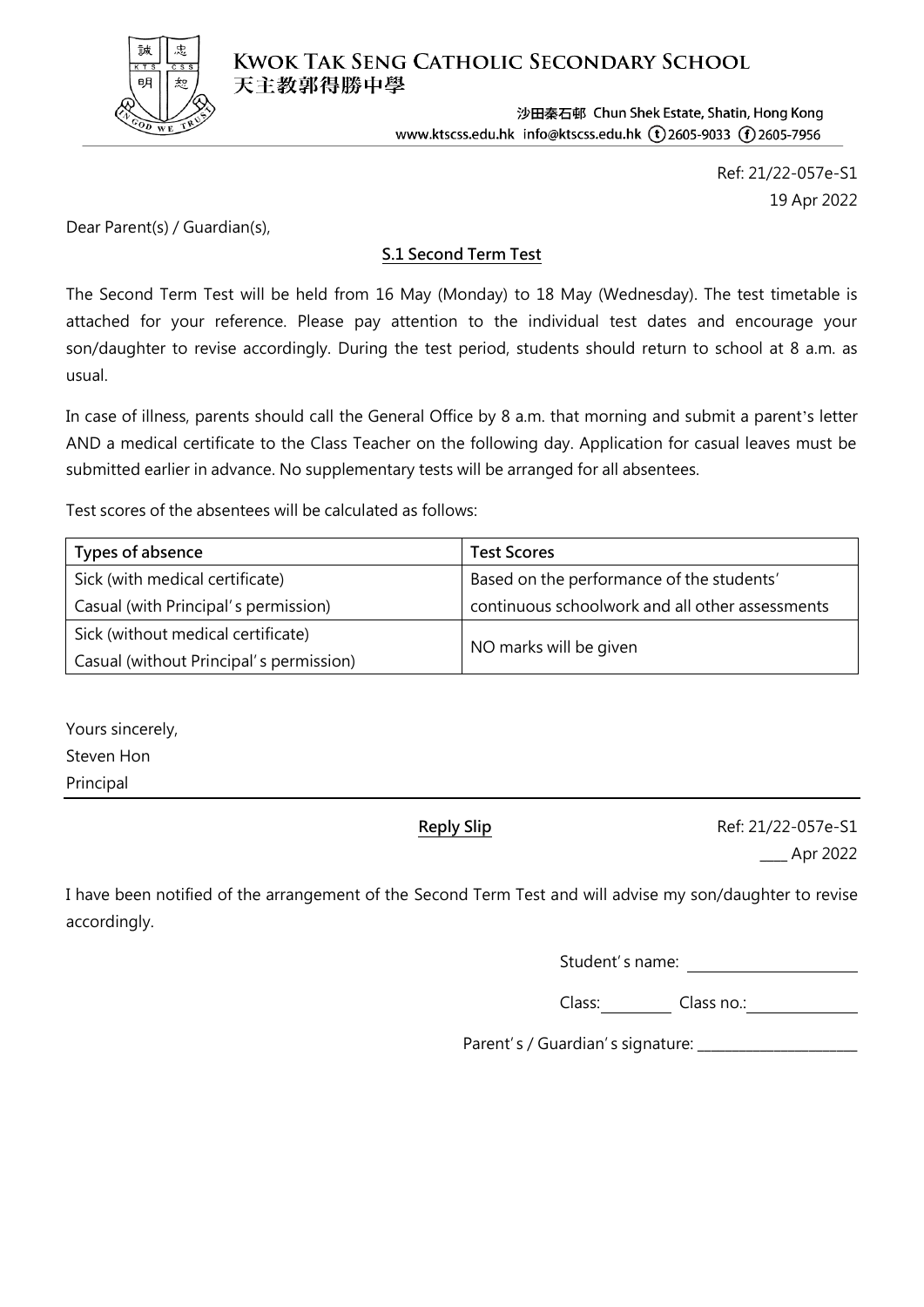**KWOK TAK SENG CATHOLIC SECONDARY SCHOOL**
天主教郭得勝中學

沙田秦石邨 Chun Shek Estate, Shatin, Hong Kong
www.ktscss.edu.hk info@ktscss.edu.hk (t) 2605-9033 (f) 2605-7956

Ref: 21/22-057e-S1
19 Apr 2022

Dear Parent(s) / Guardian(s),

**S.1 Second Term Test**

The Second Term Test will be held from 16 May (Monday) to 18 May (Wednesday). The test timetable is attached for your reference. Please pay attention to the individual test dates and encourage your son/daughter to revise accordingly. During the test period, students should return to school at 8 a.m. as usual.

In case of illness, parents should call the General Office by 8 a.m. that morning and submit a parent's letter AND a medical certificate to the Class Teacher on the following day. Application for casual leaves must be submitted earlier in advance. No supplementary tests will be arranged for all absentees.

Test scores of the absentees will be calculated as follows:

| Types of absence | Test Scores |
|---|---|
| Sick (with medical certificate)<br>Casual (with Principal's permission) | Based on the performance of the students' continuous schoolwork and all other assessments |
| Sick (without medical certificate)<br>Casual (without Principal's permission) | NO marks will be given |

Yours sincerely,
Steven Hon
Principal

---

**Reply Slip**

Ref: 21/22-057e-S1
____ Apr 2022

I have been notified of the arrangement of the Second Term Test and will advise my son/daughter to revise accordingly.

Student's name: ____________________

Class: ________ Class no.: ____________

Parent's / Guardian's signature: ____________________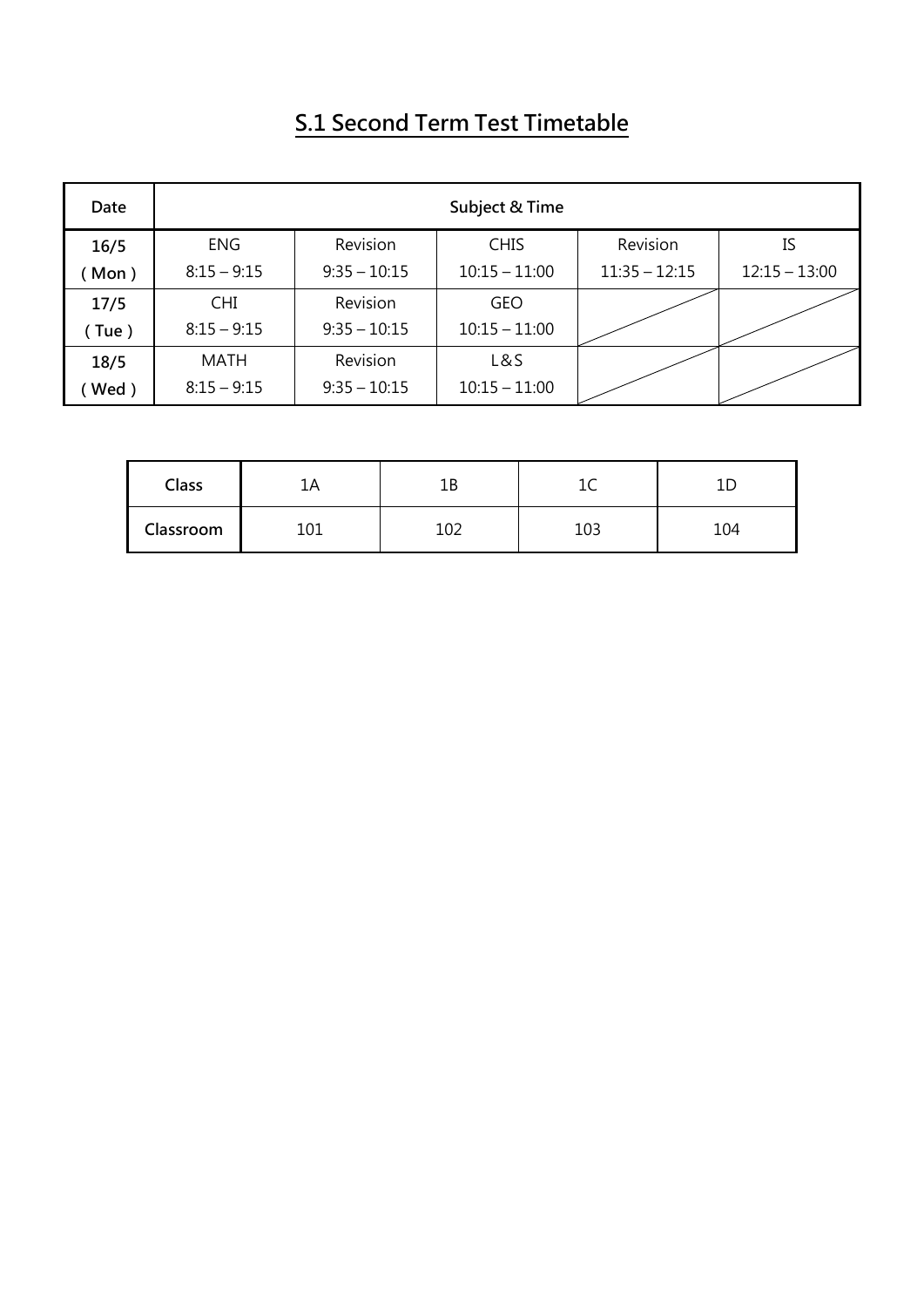# S.1 Second Term Test Timetable

| Date | Subject & Time | | | | |
|---|---|---|---|---|---|
| 16/5 ( Mon ) | ENG 8:15 – 9:15 | Revision 9:35 – 10:15 | CHIS 10:15 – 11:00 | Revision 11:35 – 12:15 | IS 12:15 – 13:00 |
| 17/5 ( Tue ) | CHI 8:15 – 9:15 | Revision 9:35 – 10:15 | GEO 10:15 – 11:00 | | |
| 18/5 ( Wed ) | MATH 8:15 – 9:15 | Revision 9:35 – 10:15 | L&S 10:15 – 11:00 | | |

| Class | 1A | 1B | 1C | 1D |
|---|---|---|---|---|
| Classroom | 101 | 102 | 103 | 104 |